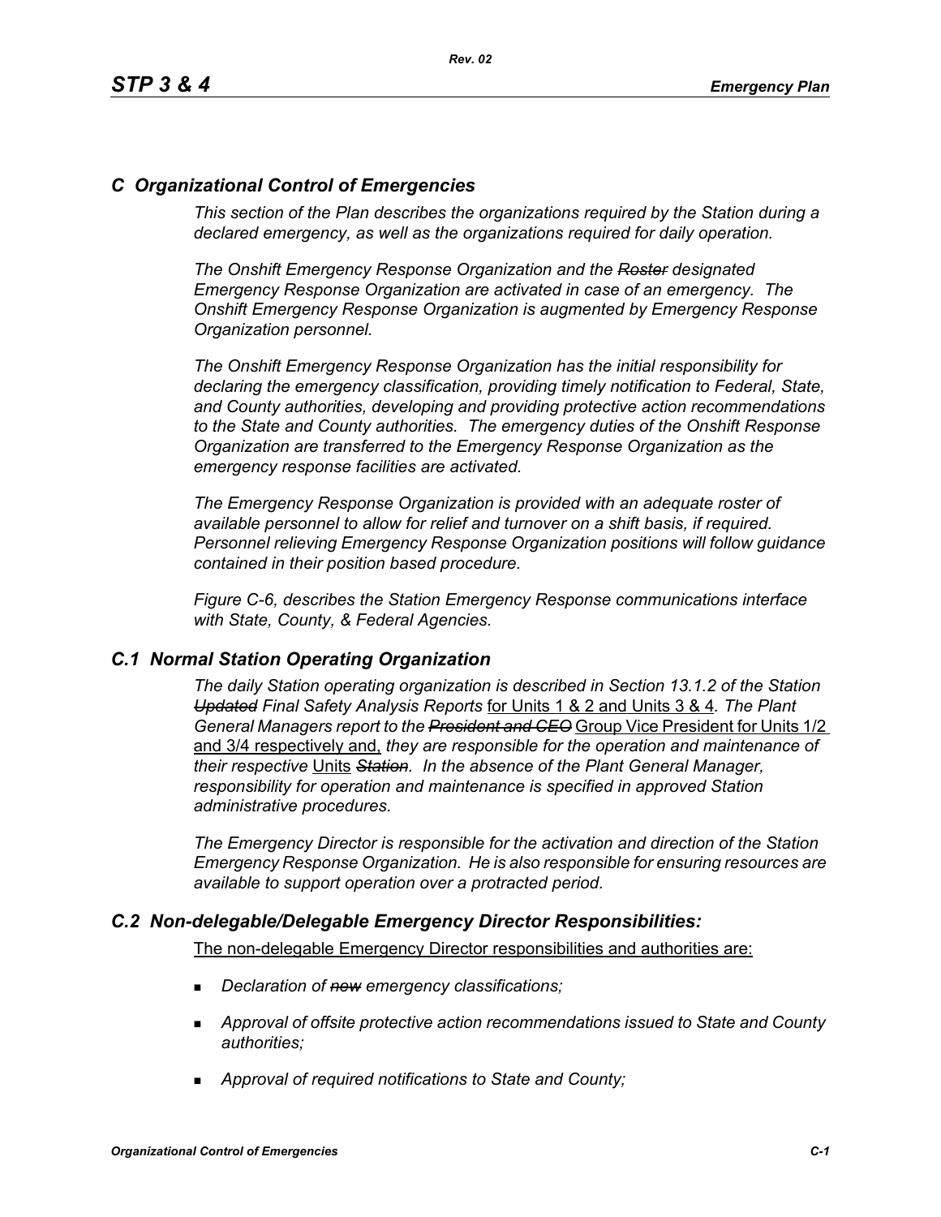## *C Organizational Control of Emergencies*

*This section of the Plan describes the organizations required by the Station during a declared emergency, as well as the organizations required for daily operation.*

*The Onshift Emergency Response Organization and the ~~Roster~~ designated Emergency Response Organization are activated in case of an emergency. The Onshift Emergency Response Organization is augmented by Emergency Response Organization personnel.*

*The Onshift Emergency Response Organization has the initial responsibility for declaring the emergency classification, providing timely notification to Federal, State, and County authorities, developing and providing protective action recommendations to the State and County authorities. The emergency duties of the Onshift Response Organization are transferred to the Emergency Response Organization as the emergency response facilities are activated.*

*The Emergency Response Organization is provided with an adequate roster of available personnel to allow for relief and turnover on a shift basis, if required. Personnel relieving Emergency Response Organization positions will follow guidance contained in their position based procedure.*

*Figure C-6, describes the Station Emergency Response communications interface with State, County, & Federal Agencies.*

### *C.1 Normal Station Operating Organization*

*The daily Station operating organization is described in Section 13.1.2 of the Station ~~Updated~~ Final Safety Analysis Reports* <u>for Units 1 & 2 and Units 3 & 4</u>*. The Plant General Managers report to the ~~President and CEO~~* <u>Group Vice President for Units 1/2 and 3/4 respectively and,</u> *they are responsible for the operation and maintenance of their respective* <u>Units</u> *~~Station~~. In the absence of the Plant General Manager, responsibility for operation and maintenance is specified in approved Station administrative procedures.*

*The Emergency Director is responsible for the activation and direction of the Station Emergency Response Organization. He is also responsible for ensuring resources are available to support operation over a protracted period.*

### *C.2 Non-delegable/Delegable Emergency Director Responsibilities:*

<u>The non-delegable Emergency Director responsibilities and authorities are:</u>

- *Declaration of ~~new~~ emergency classifications;*
- *Approval of offsite protective action recommendations issued to State and County authorities;*
- *Approval of required notifications to State and County;*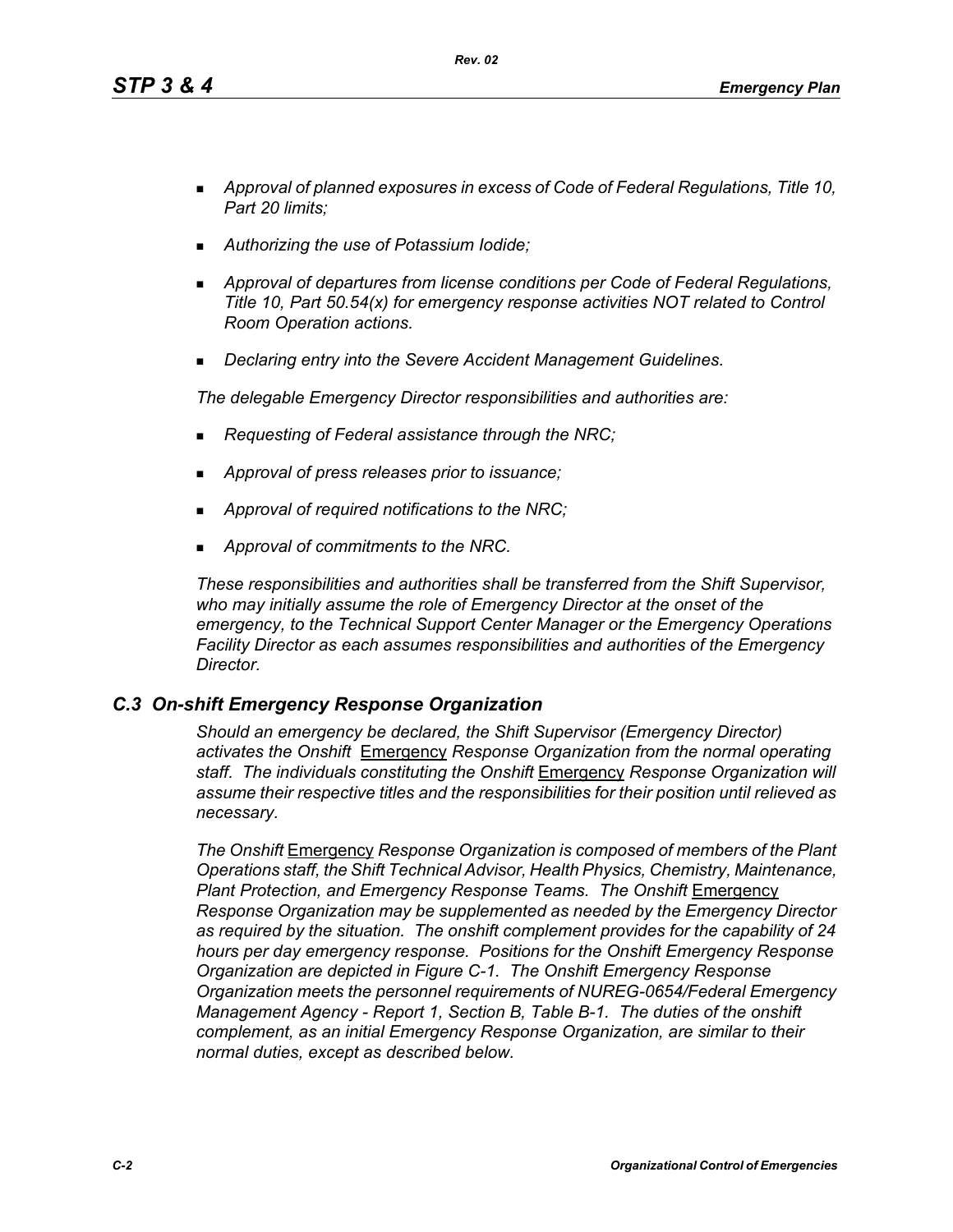- *Approval of planned exposures in excess of Code of Federal Regulations, Title 10, Part 20 limits;*
- *Authorizing the use of Potassium Iodide;*
- *Approval of departures from license conditions per Code of Federal Regulations, Title 10, Part 50.54(x) for emergency response activities NOT related to Control Room Operation actions.*
- *Declaring entry into the Severe Accident Management Guidelines.*

*The delegable Emergency Director responsibilities and authorities are:*

- *Requesting of Federal assistance through the NRC;*
- *Approval of press releases prior to issuance;*
- *Approval of required notifications to the NRC;*
- *Approval of commitments to the NRC.*

*These responsibilities and authorities shall be transferred from the Shift Supervisor, who may initially assume the role of Emergency Director at the onset of the emergency, to the Technical Support Center Manager or the Emergency Operations Facility Director as each assumes responsibilities and authorities of the Emergency Director.*

## *C.3 On-shift Emergency Response Organization*

*Should an emergency be declared, the Shift Supervisor (Emergency Director) activates the Onshift* Emergency *Response Organization from the normal operating staff. The individuals constituting the Onshift* Emergency *Response Organization will assume their respective titles and the responsibilities for their position until relieved as necessary.*

*The Onshift* Emergency *Response Organization is composed of members of the Plant Operations staff, the Shift Technical Advisor, Health Physics, Chemistry, Maintenance, Plant Protection, and Emergency Response Teams. The Onshift* Emergency *Response Organization may be supplemented as needed by the Emergency Director as required by the situation. The onshift complement provides for the capability of 24 hours per day emergency response. Positions for the Onshift Emergency Response Organization are depicted in Figure C-1. The Onshift Emergency Response Organization meets the personnel requirements of NUREG-0654/Federal Emergency Management Agency - Report 1, Section B, Table B-1. The duties of the onshift complement, as an initial Emergency Response Organization, are similar to their normal duties, except as described below.*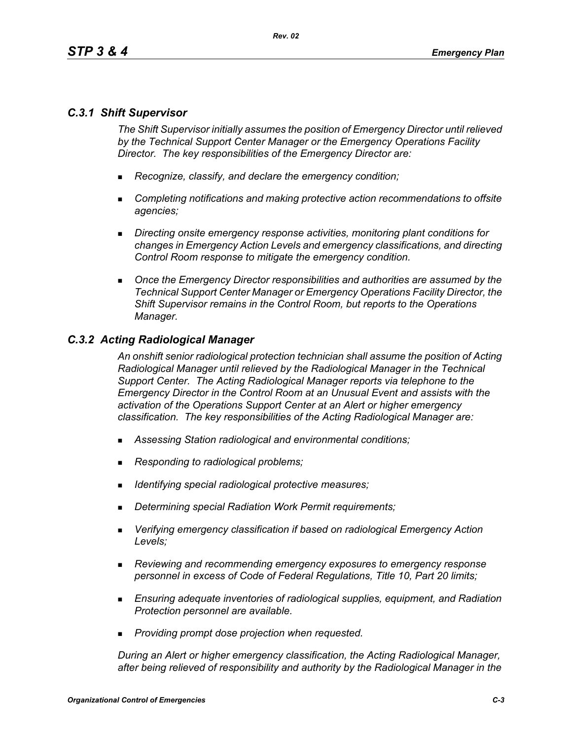### *C.3.1 Shift Supervisor*

*The Shift Supervisor initially assumes the position of Emergency Director until relieved by the Technical Support Center Manager or the Emergency Operations Facility Director. The key responsibilities of the Emergency Director are:*

- *Recognize, classify, and declare the emergency condition;*
- *Completing notifications and making protective action recommendations to offsite agencies;*
- *Directing onsite emergency response activities, monitoring plant conditions for changes in Emergency Action Levels and emergency classifications, and directing Control Room response to mitigate the emergency condition.*
- *Once the Emergency Director responsibilities and authorities are assumed by the Technical Support Center Manager or Emergency Operations Facility Director, the Shift Supervisor remains in the Control Room, but reports to the Operations Manager.*

### *C.3.2 Acting Radiological Manager*

*An onshift senior radiological protection technician shall assume the position of Acting Radiological Manager until relieved by the Radiological Manager in the Technical Support Center. The Acting Radiological Manager reports via telephone to the Emergency Director in the Control Room at an Unusual Event and assists with the activation of the Operations Support Center at an Alert or higher emergency classification. The key responsibilities of the Acting Radiological Manager are:*

- *Assessing Station radiological and environmental conditions;*
- *Responding to radiological problems;*
- *Identifying special radiological protective measures;*
- *Determining special Radiation Work Permit requirements;*
- *Verifying emergency classification if based on radiological Emergency Action Levels;*
- *Reviewing and recommending emergency exposures to emergency response personnel in excess of Code of Federal Regulations, Title 10, Part 20 limits;*
- *Ensuring adequate inventories of radiological supplies, equipment, and Radiation Protection personnel are available.*
- *Providing prompt dose projection when requested.*

*During an Alert or higher emergency classification, the Acting Radiological Manager, after being relieved of responsibility and authority by the Radiological Manager in the*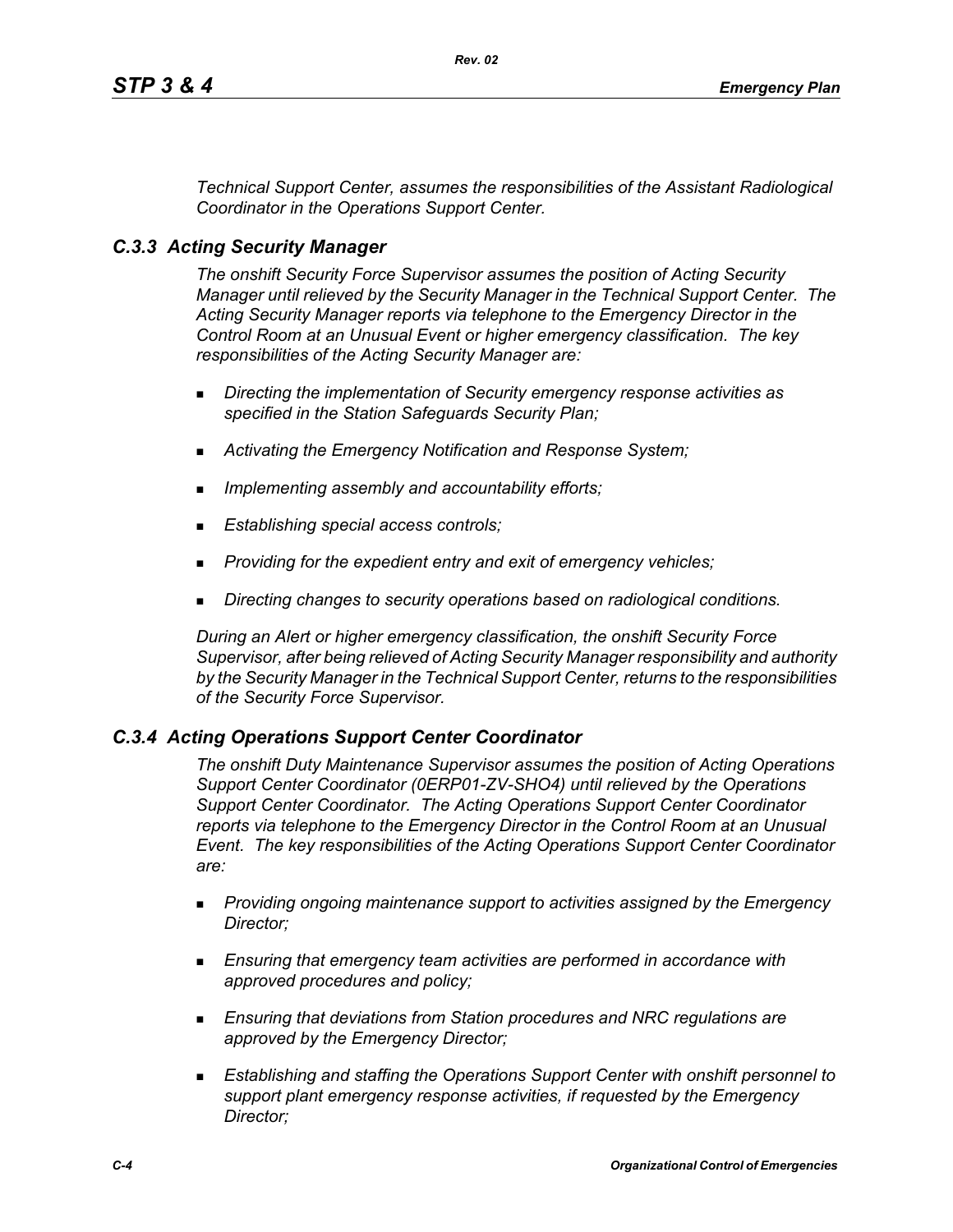*Technical Support Center, assumes the responsibilities of the Assistant Radiological Coordinator in the Operations Support Center.*

### *C.3.3 Acting Security Manager*

*The onshift Security Force Supervisor assumes the position of Acting Security Manager until relieved by the Security Manager in the Technical Support Center. The Acting Security Manager reports via telephone to the Emergency Director in the Control Room at an Unusual Event or higher emergency classification. The key responsibilities of the Acting Security Manager are:*

- *Directing the implementation of Security emergency response activities as specified in the Station Safeguards Security Plan;*
- *Activating the Emergency Notification and Response System;*
- *Implementing assembly and accountability efforts;*
- *Establishing special access controls;*
- *Providing for the expedient entry and exit of emergency vehicles;*
- *Directing changes to security operations based on radiological conditions.*

*During an Alert or higher emergency classification, the onshift Security Force Supervisor, after being relieved of Acting Security Manager responsibility and authority by the Security Manager in the Technical Support Center, returns to the responsibilities of the Security Force Supervisor.*

### *C.3.4 Acting Operations Support Center Coordinator*

*The onshift Duty Maintenance Supervisor assumes the position of Acting Operations Support Center Coordinator (0ERP01-ZV-SHO4) until relieved by the Operations Support Center Coordinator. The Acting Operations Support Center Coordinator reports via telephone to the Emergency Director in the Control Room at an Unusual Event. The key responsibilities of the Acting Operations Support Center Coordinator are:*

- *Providing ongoing maintenance support to activities assigned by the Emergency Director;*
- *Ensuring that emergency team activities are performed in accordance with approved procedures and policy;*
- *Ensuring that deviations from Station procedures and NRC regulations are approved by the Emergency Director;*
- *Establishing and staffing the Operations Support Center with onshift personnel to support plant emergency response activities, if requested by the Emergency Director;*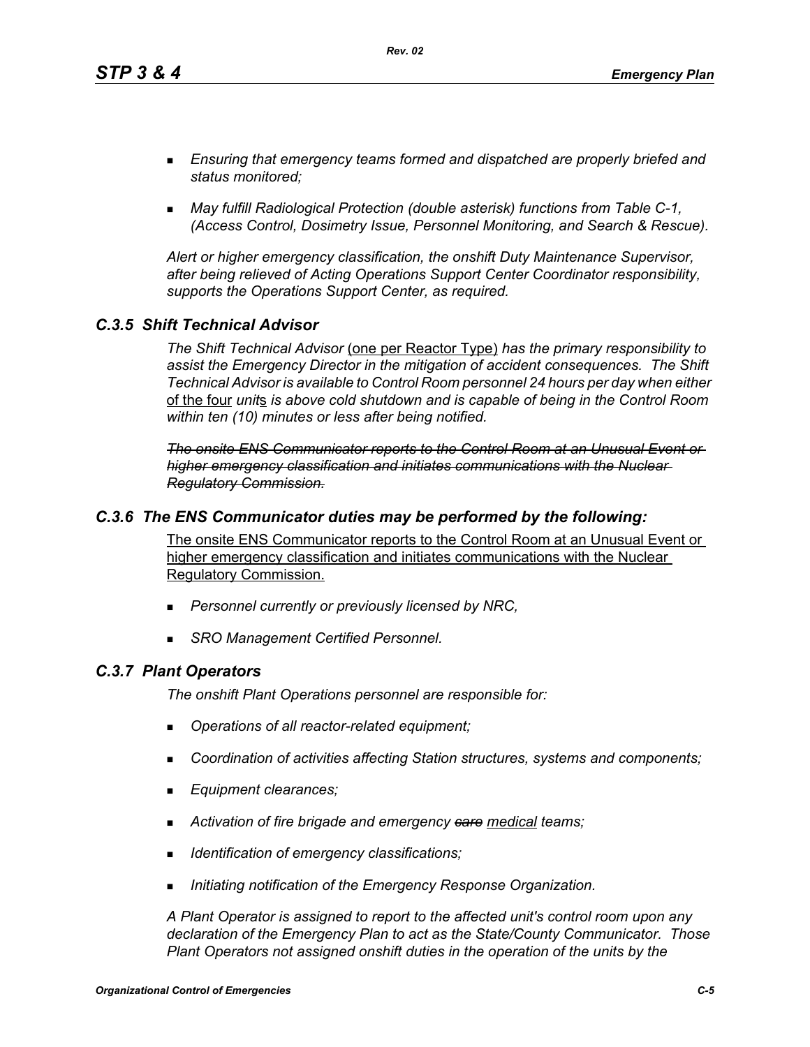- *Ensuring that emergency teams formed and dispatched are properly briefed and status monitored;*
- *May fulfill Radiological Protection (double asterisk) functions from Table C-1, (Access Control, Dosimetry Issue, Personnel Monitoring, and Search & Rescue).*

*Alert or higher emergency classification, the onshift Duty Maintenance Supervisor, after being relieved of Acting Operations Support Center Coordinator responsibility, supports the Operations Support Center, as required.*

### *C.3.5 Shift Technical Advisor*

*The Shift Technical Advisor* <u>(one per Reactor Type)</u> *has the primary responsibility to assist the Emergency Director in the mitigation of accident consequences. The Shift Technical Advisor is available to Control Room personnel 24 hours per day when either* <u>of the four</u> *unit*<u>s</u> *is above cold shutdown and is capable of being in the Control Room within ten (10) minutes or less after being notified.*

~~*The onsite ENS Communicator reports to the Control Room at an Unusual Event or higher emergency classification and initiates communications with the Nuclear Regulatory Commission.*~~

### *C.3.6 The ENS Communicator duties may be performed by the following:*

<u>The onsite ENS Communicator reports to the Control Room at an Unusual Event or higher emergency classification and initiates communications with the Nuclear Regulatory Commission.</u>

- *Personnel currently or previously licensed by NRC,*
- *SRO Management Certified Personnel.*

### *C.3.7 Plant Operators*

*The onshift Plant Operations personnel are responsible for:*

- *Operations of all reactor-related equipment;*
- *Coordination of activities affecting Station structures, systems and components;*
- *Equipment clearances;*
- *Activation of fire brigade and emergency* ~~*care*~~ <u>*medical*</u> *teams;*
- *Identification of emergency classifications;*
- *Initiating notification of the Emergency Response Organization.*

*A Plant Operator is assigned to report to the affected unit's control room upon any declaration of the Emergency Plan to act as the State/County Communicator. Those Plant Operators not assigned onshift duties in the operation of the units by the*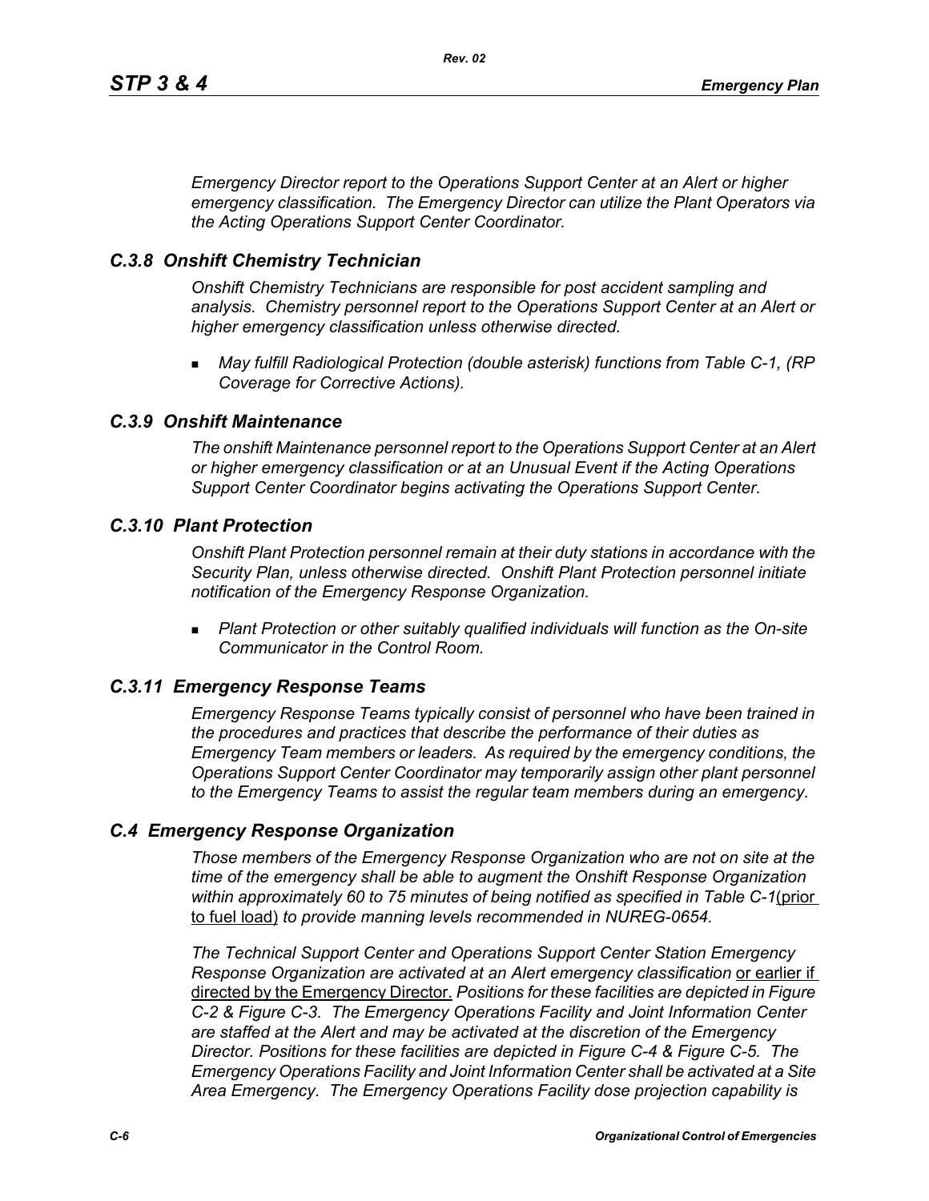*Emergency Director report to the Operations Support Center at an Alert or higher emergency classification. The Emergency Director can utilize the Plant Operators via the Acting Operations Support Center Coordinator.*

### *C.3.8 Onshift Chemistry Technician*

*Onshift Chemistry Technicians are responsible for post accident sampling and analysis. Chemistry personnel report to the Operations Support Center at an Alert or higher emergency classification unless otherwise directed.*

- *May fulfill Radiological Protection (double asterisk) functions from Table C-1, (RP Coverage for Corrective Actions).*

### *C.3.9 Onshift Maintenance*

*The onshift Maintenance personnel report to the Operations Support Center at an Alert or higher emergency classification or at an Unusual Event if the Acting Operations Support Center Coordinator begins activating the Operations Support Center.*

### *C.3.10 Plant Protection*

*Onshift Plant Protection personnel remain at their duty stations in accordance with the Security Plan, unless otherwise directed. Onshift Plant Protection personnel initiate notification of the Emergency Response Organization.*

- *Plant Protection or other suitably qualified individuals will function as the On-site Communicator in the Control Room.*

### *C.3.11 Emergency Response Teams*

*Emergency Response Teams typically consist of personnel who have been trained in the procedures and practices that describe the performance of their duties as Emergency Team members or leaders. As required by the emergency conditions, the Operations Support Center Coordinator may temporarily assign other plant personnel to the Emergency Teams to assist the regular team members during an emergency.*

## *C.4 Emergency Response Organization*

*Those members of the Emergency Response Organization who are not on site at the time of the emergency shall be able to augment the Onshift Response Organization within approximately 60 to 75 minutes of being notified as specified in Table C-1*<u>(prior to fuel load)</u> *to provide manning levels recommended in NUREG-0654.*

*The Technical Support Center and Operations Support Center Station Emergency Response Organization are activated at an Alert emergency classification* <u>or earlier if directed by the Emergency Director.</u> *Positions for these facilities are depicted in Figure C-2 & Figure C-3. The Emergency Operations Facility and Joint Information Center are staffed at the Alert and may be activated at the discretion of the Emergency Director. Positions for these facilities are depicted in Figure C-4 & Figure C-5. The Emergency Operations Facility and Joint Information Center shall be activated at a Site Area Emergency. The Emergency Operations Facility dose projection capability is*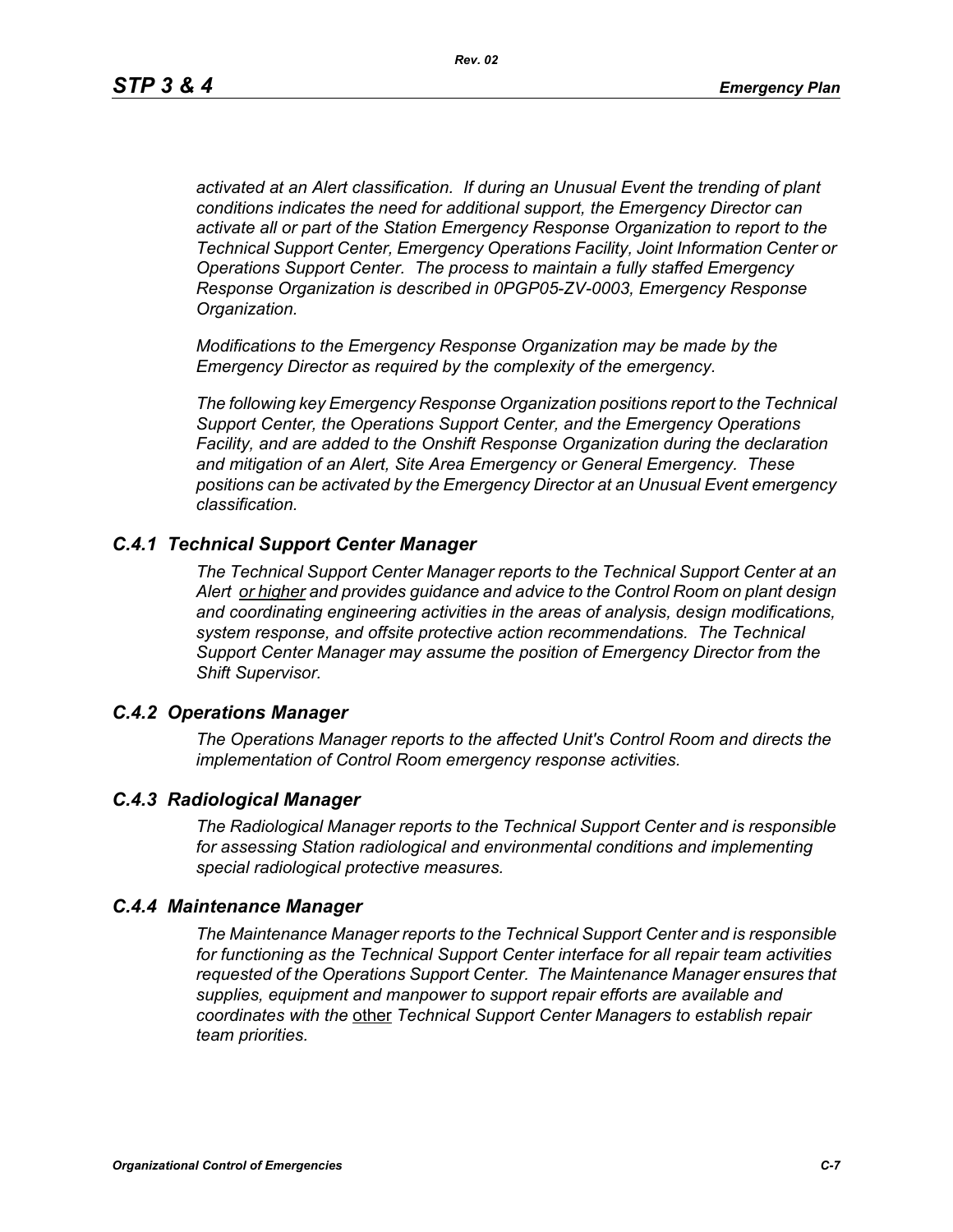*activated at an Alert classification. If during an Unusual Event the trending of plant conditions indicates the need for additional support, the Emergency Director can activate all or part of the Station Emergency Response Organization to report to the Technical Support Center, Emergency Operations Facility, Joint Information Center or Operations Support Center. The process to maintain a fully staffed Emergency Response Organization is described in 0PGP05-ZV-0003, Emergency Response Organization.*

*Modifications to the Emergency Response Organization may be made by the Emergency Director as required by the complexity of the emergency.*

*The following key Emergency Response Organization positions report to the Technical Support Center, the Operations Support Center, and the Emergency Operations Facility, and are added to the Onshift Response Organization during the declaration and mitigation of an Alert, Site Area Emergency or General Emergency. These positions can be activated by the Emergency Director at an Unusual Event emergency classification.*

### *C.4.1 Technical Support Center Manager*

*The Technical Support Center Manager reports to the Technical Support Center at an Alert <u>or higher</u> and provides guidance and advice to the Control Room on plant design and coordinating engineering activities in the areas of analysis, design modifications, system response, and offsite protective action recommendations. The Technical Support Center Manager may assume the position of Emergency Director from the Shift Supervisor.*

### *C.4.2 Operations Manager*

*The Operations Manager reports to the affected Unit's Control Room and directs the implementation of Control Room emergency response activities.*

### *C.4.3 Radiological Manager*

*The Radiological Manager reports to the Technical Support Center and is responsible for assessing Station radiological and environmental conditions and implementing special radiological protective measures.*

### *C.4.4 Maintenance Manager*

*The Maintenance Manager reports to the Technical Support Center and is responsible for functioning as the Technical Support Center interface for all repair team activities requested of the Operations Support Center. The Maintenance Manager ensures that supplies, equipment and manpower to support repair efforts are available and coordinates with the* <u>other</u> *Technical Support Center Managers to establish repair team priorities.*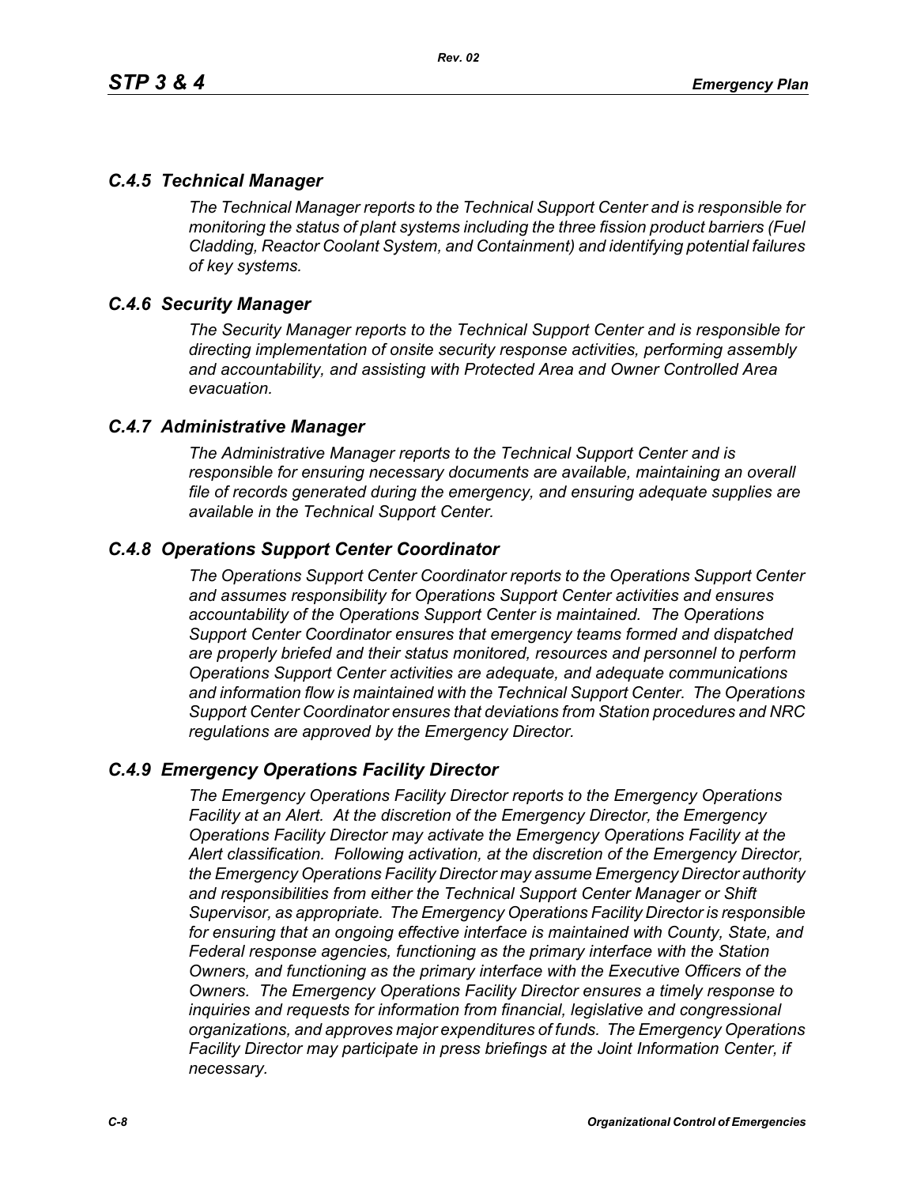### *C.4.5 Technical Manager*

*The Technical Manager reports to the Technical Support Center and is responsible for monitoring the status of plant systems including the three fission product barriers (Fuel Cladding, Reactor Coolant System, and Containment) and identifying potential failures of key systems.*

### *C.4.6 Security Manager*

*The Security Manager reports to the Technical Support Center and is responsible for directing implementation of onsite security response activities, performing assembly and accountability, and assisting with Protected Area and Owner Controlled Area evacuation.*

### *C.4.7 Administrative Manager*

*The Administrative Manager reports to the Technical Support Center and is responsible for ensuring necessary documents are available, maintaining an overall file of records generated during the emergency, and ensuring adequate supplies are available in the Technical Support Center.*

### *C.4.8 Operations Support Center Coordinator*

*The Operations Support Center Coordinator reports to the Operations Support Center and assumes responsibility for Operations Support Center activities and ensures accountability of the Operations Support Center is maintained. The Operations Support Center Coordinator ensures that emergency teams formed and dispatched are properly briefed and their status monitored, resources and personnel to perform Operations Support Center activities are adequate, and adequate communications and information flow is maintained with the Technical Support Center. The Operations Support Center Coordinator ensures that deviations from Station procedures and NRC regulations are approved by the Emergency Director.*

### *C.4.9 Emergency Operations Facility Director*

*The Emergency Operations Facility Director reports to the Emergency Operations Facility at an Alert. At the discretion of the Emergency Director, the Emergency Operations Facility Director may activate the Emergency Operations Facility at the Alert classification. Following activation, at the discretion of the Emergency Director, the Emergency Operations Facility Director may assume Emergency Director authority and responsibilities from either the Technical Support Center Manager or Shift Supervisor, as appropriate. The Emergency Operations Facility Director is responsible for ensuring that an ongoing effective interface is maintained with County, State, and Federal response agencies, functioning as the primary interface with the Station Owners, and functioning as the primary interface with the Executive Officers of the Owners. The Emergency Operations Facility Director ensures a timely response to inquiries and requests for information from financial, legislative and congressional organizations, and approves major expenditures of funds. The Emergency Operations Facility Director may participate in press briefings at the Joint Information Center, if necessary.*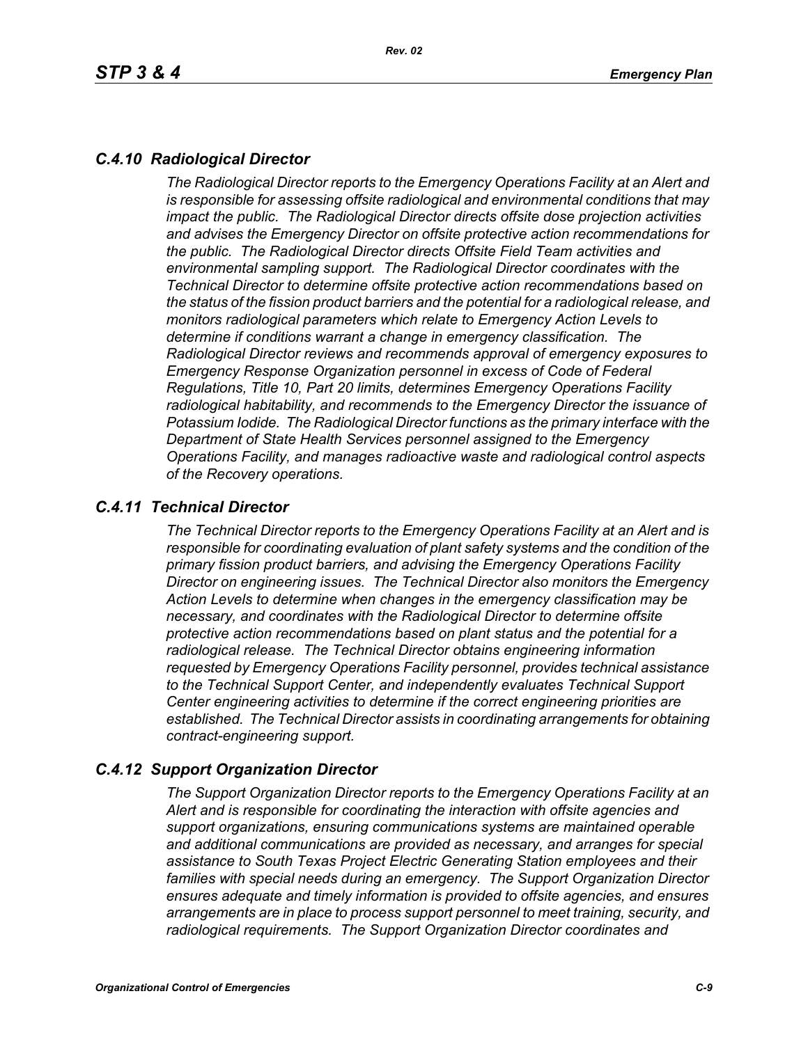### *C.4.10 Radiological Director*

*The Radiological Director reports to the Emergency Operations Facility at an Alert and is responsible for assessing offsite radiological and environmental conditions that may impact the public. The Radiological Director directs offsite dose projection activities and advises the Emergency Director on offsite protective action recommendations for the public. The Radiological Director directs Offsite Field Team activities and environmental sampling support. The Radiological Director coordinates with the Technical Director to determine offsite protective action recommendations based on the status of the fission product barriers and the potential for a radiological release, and monitors radiological parameters which relate to Emergency Action Levels to determine if conditions warrant a change in emergency classification. The Radiological Director reviews and recommends approval of emergency exposures to Emergency Response Organization personnel in excess of Code of Federal Regulations, Title 10, Part 20 limits, determines Emergency Operations Facility radiological habitability, and recommends to the Emergency Director the issuance of Potassium Iodide. The Radiological Director functions as the primary interface with the Department of State Health Services personnel assigned to the Emergency Operations Facility, and manages radioactive waste and radiological control aspects of the Recovery operations.*

### *C.4.11 Technical Director*

*The Technical Director reports to the Emergency Operations Facility at an Alert and is responsible for coordinating evaluation of plant safety systems and the condition of the primary fission product barriers, and advising the Emergency Operations Facility Director on engineering issues. The Technical Director also monitors the Emergency Action Levels to determine when changes in the emergency classification may be necessary, and coordinates with the Radiological Director to determine offsite protective action recommendations based on plant status and the potential for a radiological release. The Technical Director obtains engineering information requested by Emergency Operations Facility personnel, provides technical assistance to the Technical Support Center, and independently evaluates Technical Support Center engineering activities to determine if the correct engineering priorities are established. The Technical Director assists in coordinating arrangements for obtaining contract-engineering support.*

### *C.4.12 Support Organization Director*

*The Support Organization Director reports to the Emergency Operations Facility at an Alert and is responsible for coordinating the interaction with offsite agencies and support organizations, ensuring communications systems are maintained operable and additional communications are provided as necessary, and arranges for special assistance to South Texas Project Electric Generating Station employees and their families with special needs during an emergency. The Support Organization Director ensures adequate and timely information is provided to offsite agencies, and ensures arrangements are in place to process support personnel to meet training, security, and radiological requirements. The Support Organization Director coordinates and*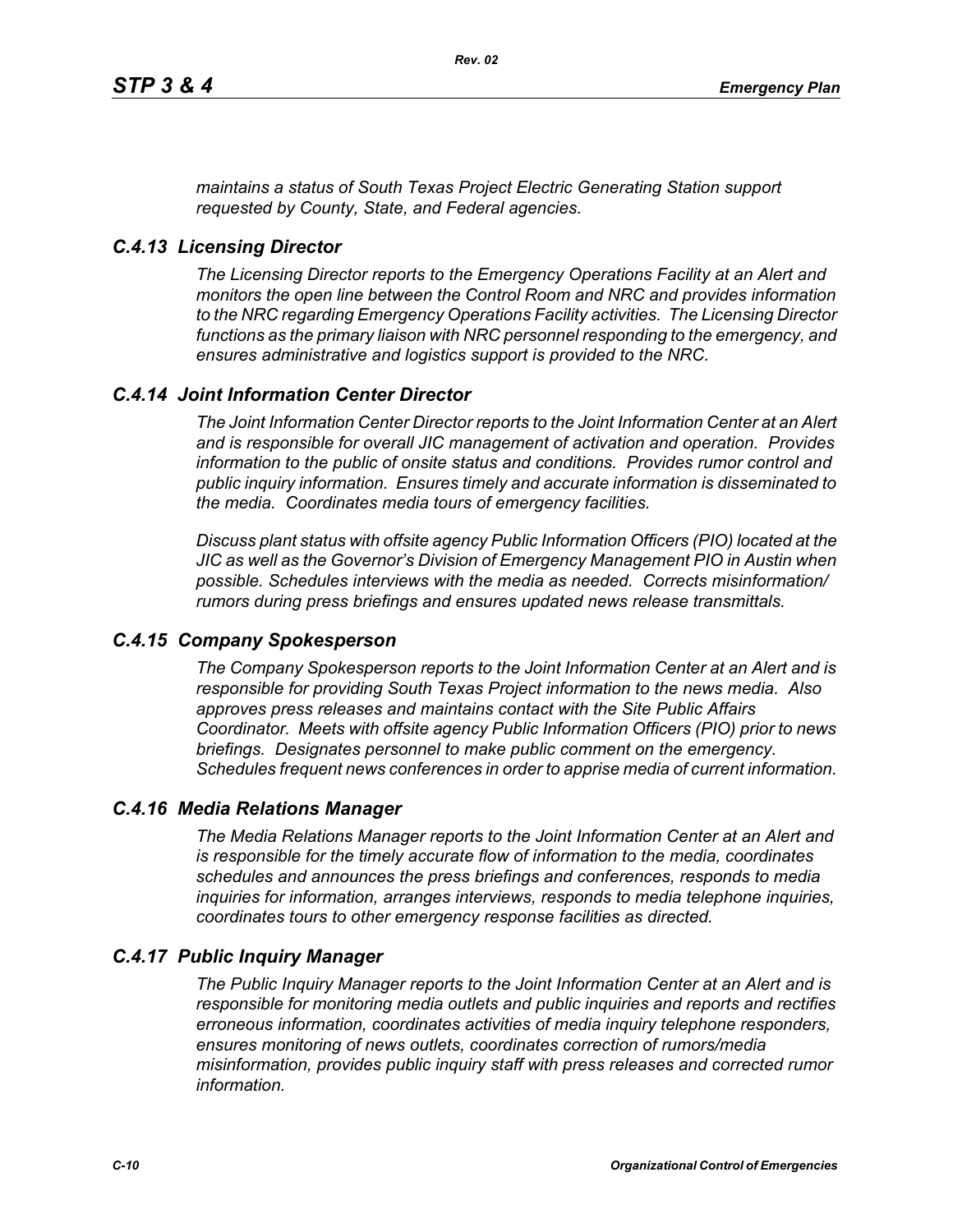*maintains a status of South Texas Project Electric Generating Station support requested by County, State, and Federal agencies.*

### *C.4.13 Licensing Director*

*The Licensing Director reports to the Emergency Operations Facility at an Alert and monitors the open line between the Control Room and NRC and provides information to the NRC regarding Emergency Operations Facility activities. The Licensing Director functions as the primary liaison with NRC personnel responding to the emergency, and ensures administrative and logistics support is provided to the NRC.*

### *C.4.14 Joint Information Center Director*

*The Joint Information Center Director reports to the Joint Information Center at an Alert and is responsible for overall JIC management of activation and operation. Provides information to the public of onsite status and conditions. Provides rumor control and public inquiry information. Ensures timely and accurate information is disseminated to the media. Coordinates media tours of emergency facilities.*

*Discuss plant status with offsite agency Public Information Officers (PIO) located at the JIC as well as the Governor's Division of Emergency Management PIO in Austin when possible. Schedules interviews with the media as needed. Corrects misinformation/ rumors during press briefings and ensures updated news release transmittals.*

### *C.4.15 Company Spokesperson*

*The Company Spokesperson reports to the Joint Information Center at an Alert and is responsible for providing South Texas Project information to the news media. Also approves press releases and maintains contact with the Site Public Affairs Coordinator. Meets with offsite agency Public Information Officers (PIO) prior to news briefings. Designates personnel to make public comment on the emergency. Schedules frequent news conferences in order to apprise media of current information.*

### *C.4.16 Media Relations Manager*

*The Media Relations Manager reports to the Joint Information Center at an Alert and is responsible for the timely accurate flow of information to the media, coordinates schedules and announces the press briefings and conferences, responds to media inquiries for information, arranges interviews, responds to media telephone inquiries, coordinates tours to other emergency response facilities as directed.*

### *C.4.17 Public Inquiry Manager*

*The Public Inquiry Manager reports to the Joint Information Center at an Alert and is responsible for monitoring media outlets and public inquiries and reports and rectifies erroneous information, coordinates activities of media inquiry telephone responders, ensures monitoring of news outlets, coordinates correction of rumors/media misinformation, provides public inquiry staff with press releases and corrected rumor information.*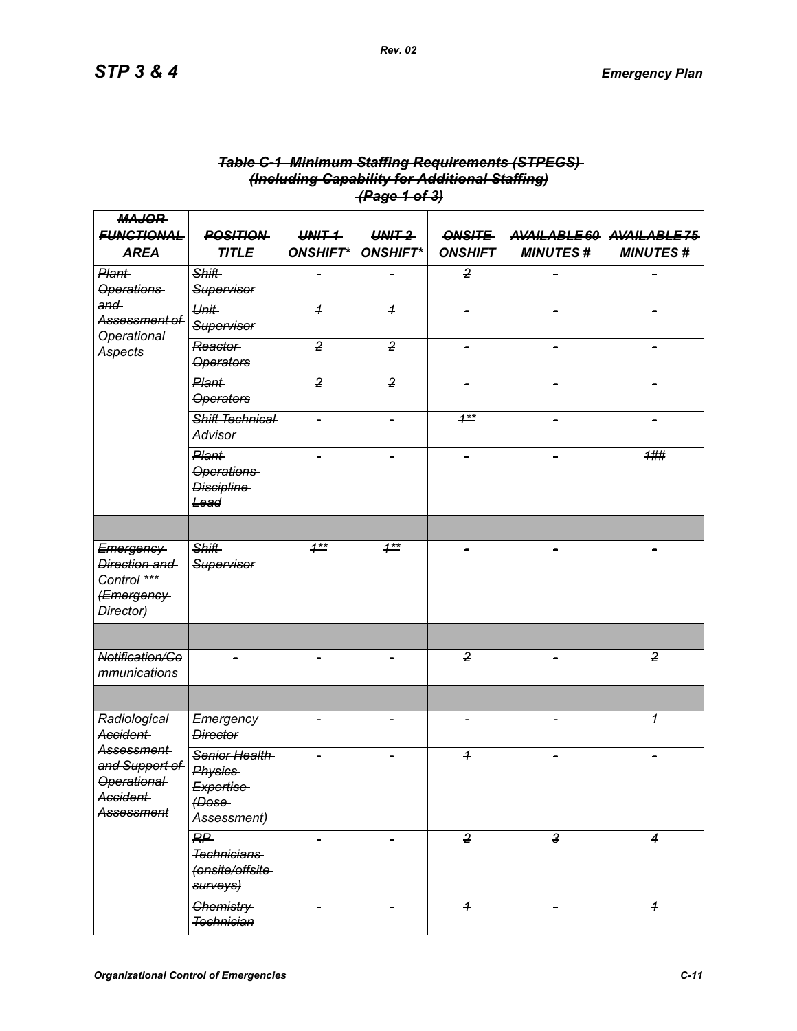***~~Table C-1 Minimum Staffing Requirements (STPEGS)~~***
***~~(Including Capability for Additional Staffing)~~***
***~~(Page 1 of 3)~~***

| ~~MAJOR FUNCTIONAL AREA~~ | ~~POSITION TITLE~~ | ~~UNIT 1 ONSHIFT*~~ | ~~UNIT 2 ONSHIFT*~~ | ~~ONSITE ONSHIFT~~ | ~~AVAILABLE 60 MINUTES #~~ | ~~AVAILABLE 75 MINUTES #~~ |
|---|---|---|---|---|---|---|
| ~~Plant Operations and Assessment of Operational Aspects~~ | ~~Shift Supervisor~~ | - | - | ~~2~~ | - | - |
| | ~~Unit Supervisor~~ | ~~1~~ | ~~1~~ | - | - | - |
| | ~~Reactor Operators~~ | ~~2~~ | ~~2~~ | - | - | - |
| | ~~Plant Operators~~ | ~~2~~ | ~~2~~ | - | - | - |
| | ~~Shift Technical Advisor~~ | - | - | ~~1**~~ | - | - |
| | ~~Plant Operations Discipline Lead~~ | - | - | - | - | ~~1##~~ |
| | | | | | | |
| ~~Emergency Direction and Control *** (Emergency Director)~~ | ~~Shift Supervisor~~ | ~~1**~~ | ~~1**~~ | - | - | - |
| | | | | | | |
| ~~Notification/Communications~~ | - | - | - | ~~2~~ | - | ~~2~~ |
| | | | | | | |
| ~~Radiological Accident Assessment and Support of Operational Accident Assessment~~ | ~~Emergency Director~~ | - | - | - | - | ~~1~~ |
| | ~~Senior Health Physics Expertise (Dose Assessment)~~ | - | - | ~~1~~ | - | - |
| | ~~RP Technicians (onsite/offsite surveys)~~ | - | - | ~~2~~ | ~~3~~ | ~~4~~ |
| | ~~Chemistry Technician~~ | - | - | ~~1~~ | - | ~~1~~ |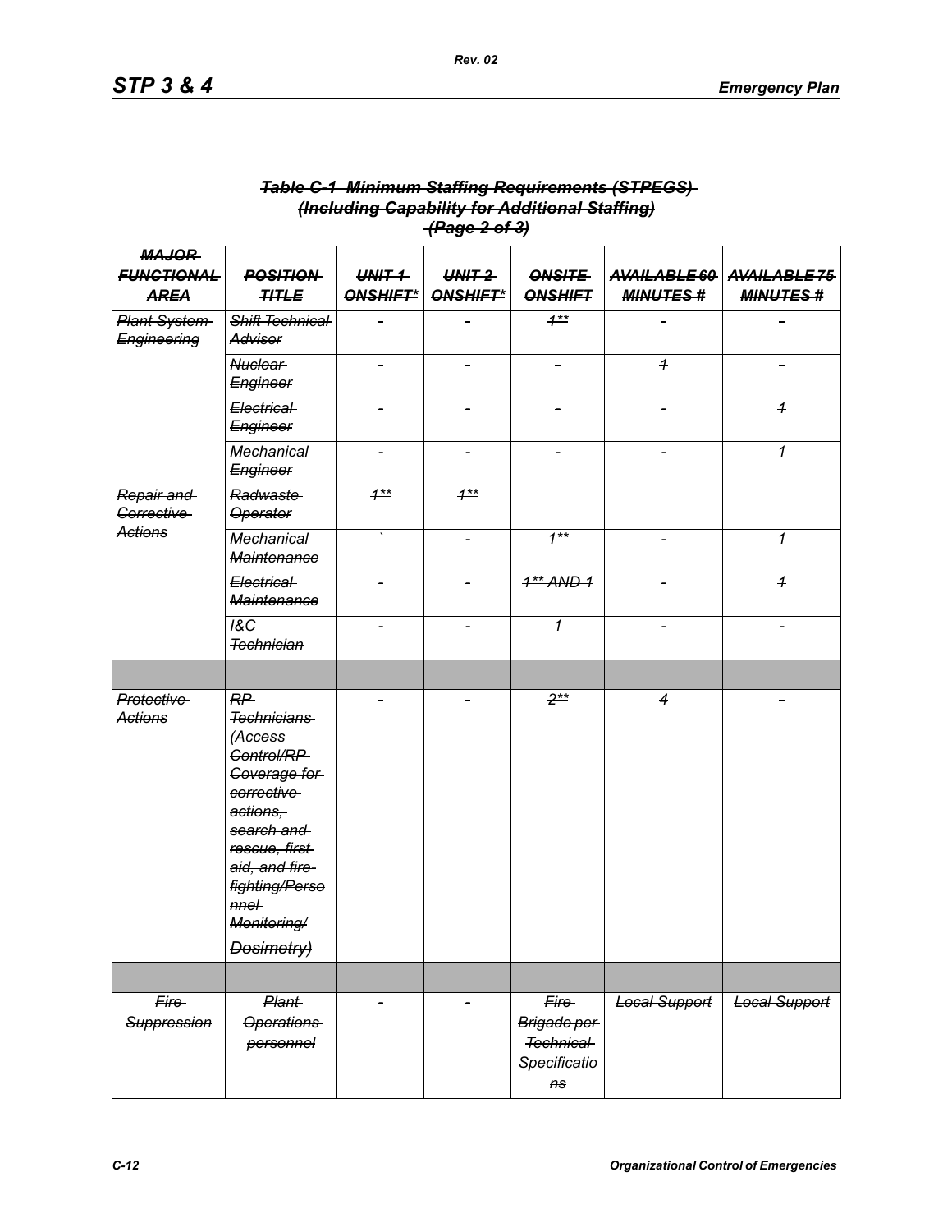**Table C-1 Minimum Staffing Requirements (STPEGS) (Including Capability for Additional Staffing) (Page 2 of 3)**

| MAJOR FUNCTIONAL AREA | POSITION TITLE | UNIT 1 ONSHIFT* | UNIT 2 ONSHIFT* | ONSITE ONSHIFT | AVAILABLE 60 MINUTES # | AVAILABLE 75 MINUTES # |
|---|---|---|---|---|---|---|
| Plant System Engineering | Shift Technical Advisor | - | - | 1** | - | - |
| | Nuclear Engineer | - | - | - | 1 | - |
| | Electrical Engineer | - | - | - | - | 1 |
| | Mechanical Engineer | - | - | - | - | 1 |
| Repair and Corrective Actions | Radwaste Operator | 1** | 1** | | | |
| | Mechanical Maintenance | ` | - | 1** | - | 1 |
| | Electrical Maintenance | - | - | 1** AND 1 | - | 1 |
| | I&C Technician | - | - | 1 | - | - |
| | | | | | | |
| Protective Actions | RP Technicians (Access Control/RP Coverage for corrective actions, search and rescue, first aid, and fire fighting/Personnel Monitoring/ Dosimetry) | - | - | 2** | 4 | - |
| | | | | | | |
| Fire Suppression | Plant Operations personnel | - | - | Fire Brigade per Technical Specifications | Local Support | Local Support |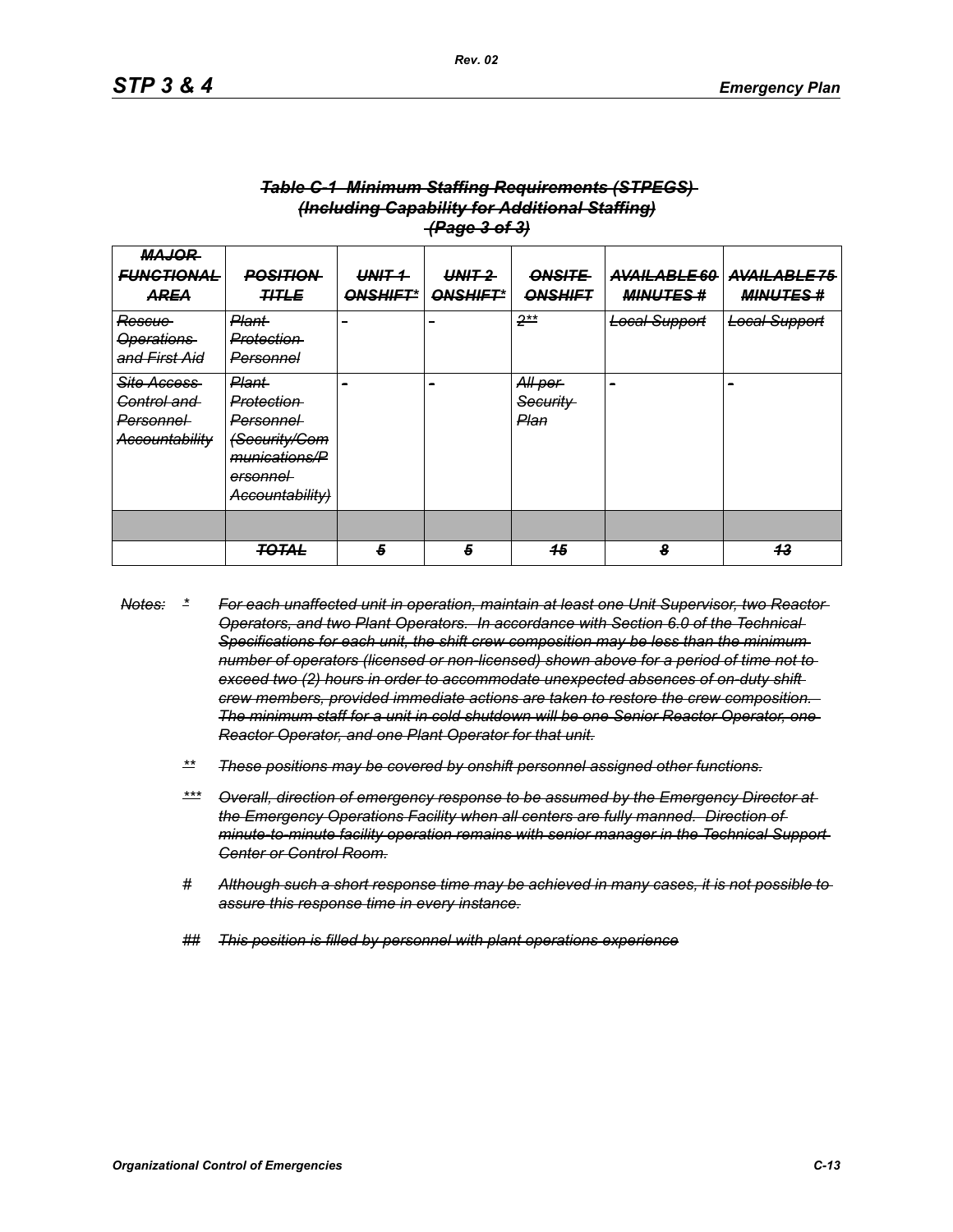***Table C-1 Minimum Staffing Requirements (STPEGS)***
***(Including Capability for Additional Staffing)***
***(Page 3 of 3)***

| ***MAJOR FUNCTIONAL AREA*** | ***POSITION TITLE*** | ***UNIT 1 ONSHIFT**** | ***UNIT 2 ONSHIFT**** | ***ONSITE ONSHIFT*** | ***AVAILABLE 60 MINUTES #*** | ***AVAILABLE 75 MINUTES #*** |
|---|---|---|---|---|---|---|
| *Rescue Operations and First Aid* | *Plant Protection Personnel* | - | - | *2*** | *Local Support* | *Local Support* |
| *Site Access Control and Personnel Accountability* | *Plant Protection Personnel (Security/Communications/Personnel Accountability)* | - | - | *All per Security Plan* | - | - |
| | | | | | | |
| | ***TOTAL*** | ***5*** | ***5*** | ***15*** | ***8*** | ***13*** |

*Notes:* * *For each unaffected unit in operation, maintain at least one Unit Supervisor, two Reactor Operators, and two Plant Operators. In accordance with Section 6.0 of the Technical Specifications for each unit, the shift crew composition may be less than the minimum number of operators (licensed or non-licensed) shown above for a period of time not to exceed two (2) hours in order to accommodate unexpected absences of on-duty shift crew members, provided immediate actions are taken to restore the crew composition. The minimum staff for a unit in cold shutdown will be one Senior Reactor Operator, one Reactor Operator, and one Plant Operator for that unit.*

** *These positions may be covered by onshift personnel assigned other functions.*

*** *Overall, direction of emergency response to be assumed by the Emergency Director at the Emergency Operations Facility when all centers are fully manned. Direction of minute-to-minute facility operation remains with senior manager in the Technical Support Center or Control Room.*

# *Although such a short response time may be achieved in many cases, it is not possible to assure this response time in every instance.*

## *This position is filled by personnel with plant operations experience*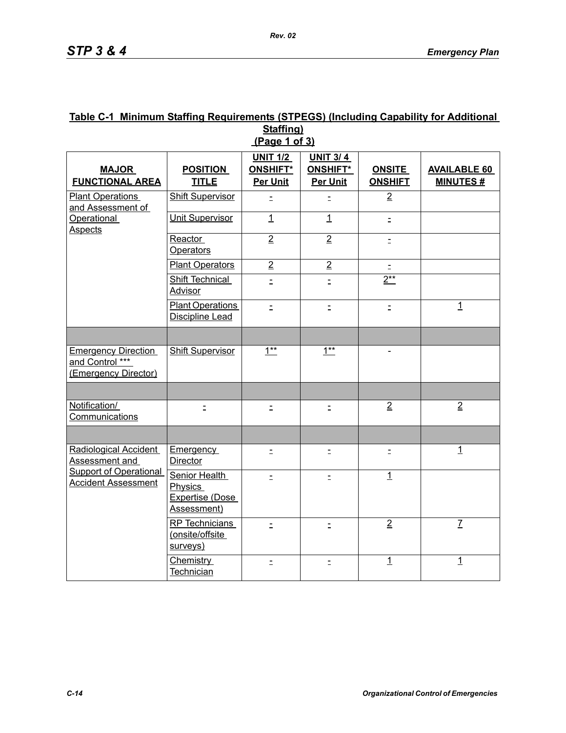## Table C-1 Minimum Staffing Requirements (STPEGS) (Including Capability for Additional Staffing) (Page 1 of 3)

| MAJOR FUNCTIONAL AREA | POSITION TITLE | UNIT 1/2 ONSHIFT* Per Unit | UNIT 3/ 4 ONSHIFT* Per Unit | ONSITE ONSHIFT | AVAILABLE 60 MINUTES # |
|---|---|---|---|---|---|
| Plant Operations and Assessment of Operational Aspects | Shift Supervisor | - | - | 2 | |
| | Unit Supervisor | 1 | 1 | - | |
| | Reactor Operators | 2 | 2 | - | |
| | Plant Operators | 2 | 2 | - | |
| | Shift Technical Advisor | - | - | 2** | |
| | Plant Operations Discipline Lead | - | - | - | 1 |
| | | | | | |
| Emergency Direction and Control *** (Emergency Director) | Shift Supervisor | 1** | 1** | - | |
| | | | | | |
| Notification/ Communications | - | - | - | 2 | 2 |
| | | | | | |
| Radiological Accident Assessment and Support of Operational Accident Assessment | Emergency Director | - | - | - | 1 |
| | Senior Health Physics Expertise (Dose Assessment) | - | - | 1 | |
| | RP Technicians (onsite/offsite surveys) | - | - | 2 | 7 |
| | Chemistry Technician | - | - | 1 | 1 |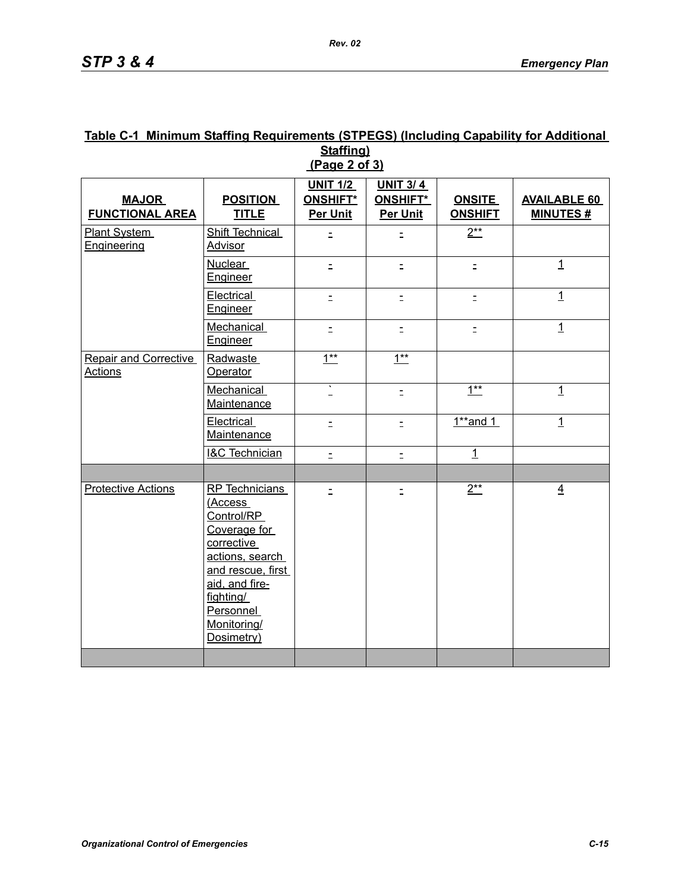**Table C-1 Minimum Staffing Requirements (STPEGS) (Including Capability for Additional Staffing)**
**(Page 2 of 3)**

| MAJOR FUNCTIONAL AREA | POSITION TITLE | UNIT 1/2 ONSHIFT* Per Unit | UNIT 3/ 4 ONSHIFT* Per Unit | ONSITE ONSHIFT | AVAILABLE 60 MINUTES # |
|---|---|---|---|---|---|
| Plant System Engineering | Shift Technical Advisor | - | - | 2** | |
| | Nuclear Engineer | - | - | - | 1 |
| | Electrical Engineer | - | - | - | 1 |
| | Mechanical Engineer | - | - | - | 1 |
| Repair and Corrective Actions | Radwaste Operator | 1** | 1** | | |
| | Mechanical Maintenance | ` | - | 1** | 1 |
| | Electrical Maintenance | - | - | 1**and 1 | 1 |
| | I&C Technician | - | - | 1 | |
| | | | | | |
| Protective Actions | RP Technicians (Access Control/RP Coverage for corrective actions, search and rescue, first aid, and fire-fighting/ Personnel Monitoring/ Dosimetry) | - | - | 2** | 4 |
| | | | | | |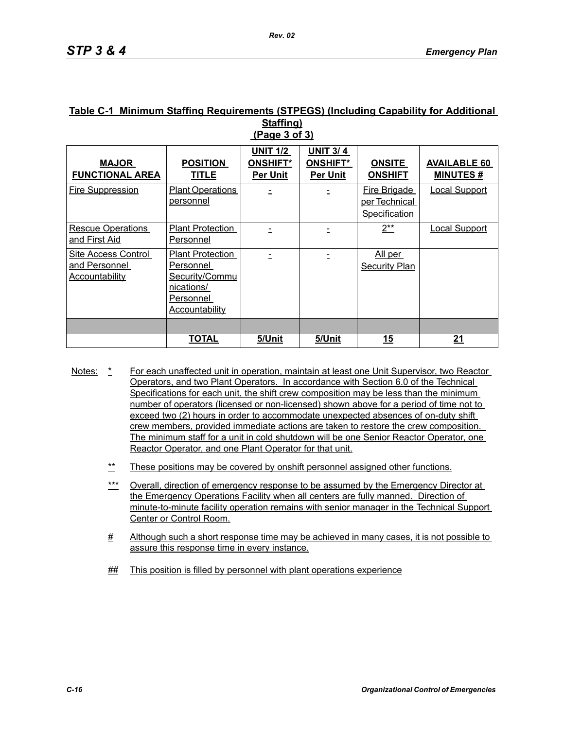**Table C-1 Minimum Staffing Requirements (STPEGS) (Including Capability for Additional Staffing)**
**(Page 3 of 3)**

| MAJOR FUNCTIONAL AREA | POSITION TITLE | UNIT 1/2 ONSHIFT* Per Unit | UNIT 3/ 4 ONSHIFT* Per Unit | ONSITE ONSHIFT | AVAILABLE 60 MINUTES # |
|---|---|---|---|---|---|
| Fire Suppression | Plant Operations personnel | - | - | Fire Brigade per Technical Specification | Local Support |
| Rescue Operations and First Aid | Plant Protection Personnel | - | - | 2** | Local Support |
| Site Access Control and Personnel Accountability | Plant Protection Personnel Security/Communications/ Personnel Accountability | - | - | All per Security Plan | |
| | | | | | |
| | **TOTAL** | **5/Unit** | **5/Unit** | **15** | **21** |

Notes:

\* For each unaffected unit in operation, maintain at least one Unit Supervisor, two Reactor Operators, and two Plant Operators. In accordance with Section 6.0 of the Technical Specifications for each unit, the shift crew composition may be less than the minimum number of operators (licensed or non-licensed) shown above for a period of time not to exceed two (2) hours in order to accommodate unexpected absences of on-duty shift crew members, provided immediate actions are taken to restore the crew composition. The minimum staff for a unit in cold shutdown will be one Senior Reactor Operator, one Reactor Operator, and one Plant Operator for that unit.

\*\* These positions may be covered by onshift personnel assigned other functions.

\*\*\* Overall, direction of emergency response to be assumed by the Emergency Director at the Emergency Operations Facility when all centers are fully manned. Direction of minute-to-minute facility operation remains with senior manager in the Technical Support Center or Control Room.

\# Although such a short response time may be achieved in many cases, it is not possible to assure this response time in every instance.

\#\# This position is filled by personnel with plant operations experience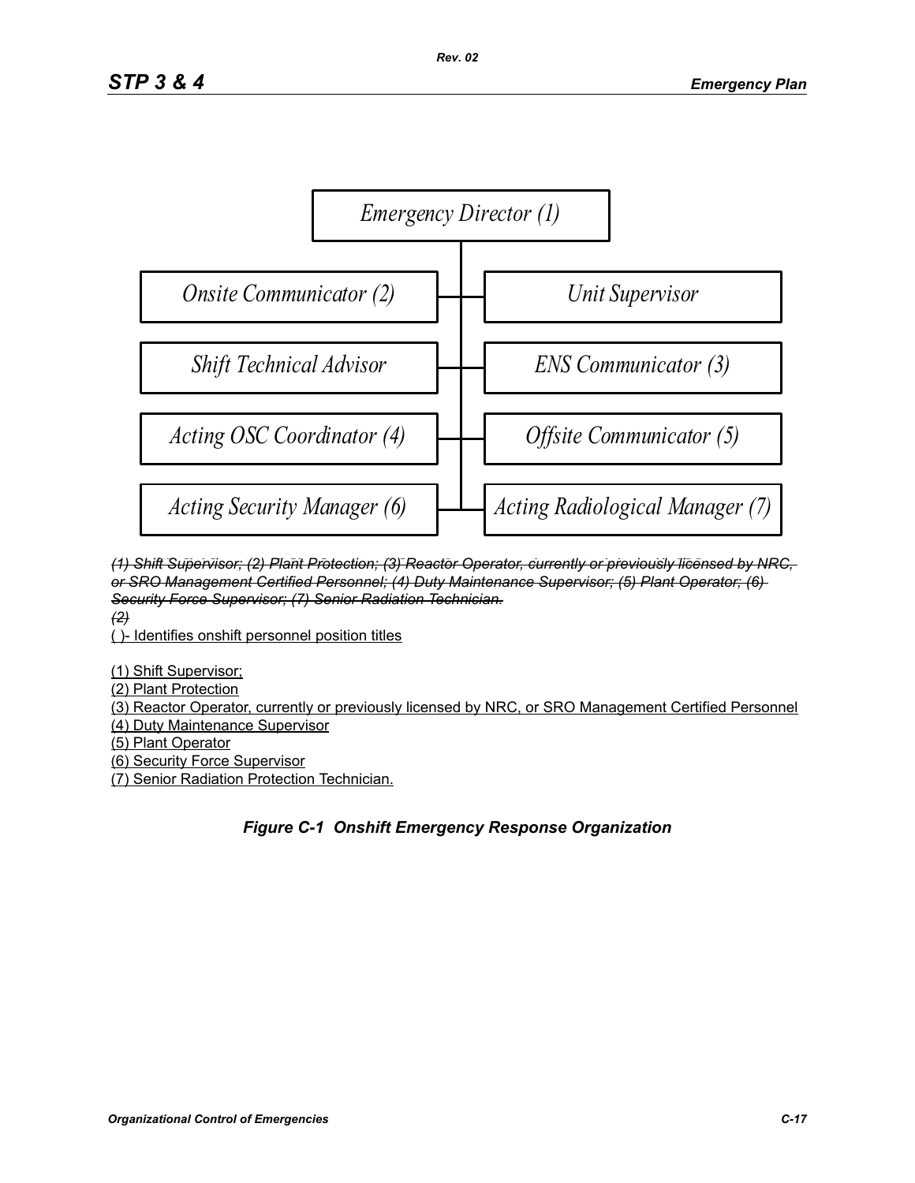Emergency Director (1)

Onsite Communicator (2)

Unit Supervisor

Shift Technical Advisor

ENS Communicator (3)

Acting OSC Coordinator (4)

Offsite Communicator (5)

Acting Security Manager (6)

Acting Radiological Manager (7)

~~(1) Shift Supervisor; (2) Plant Protection; (3) Reactor Operator, currently or previously licensed by NRC, or SRO Management Certified Personnel; (4) Duty Maintenance Supervisor; (5) Plant Operator; (6) Security Force Supervisor; (7) Senior Radiation Technician.~~

~~(2)~~

( )- Identifies onshift personnel position titles

(1) Shift Supervisor;

(2) Plant Protection

(3) Reactor Operator, currently or previously licensed by NRC, or SRO Management Certified Personnel

(4) Duty Maintenance Supervisor

(5) Plant Operator

(6) Security Force Supervisor

(7) Senior Radiation Protection Technician.

***Figure C-1 Onshift Emergency Response Organization***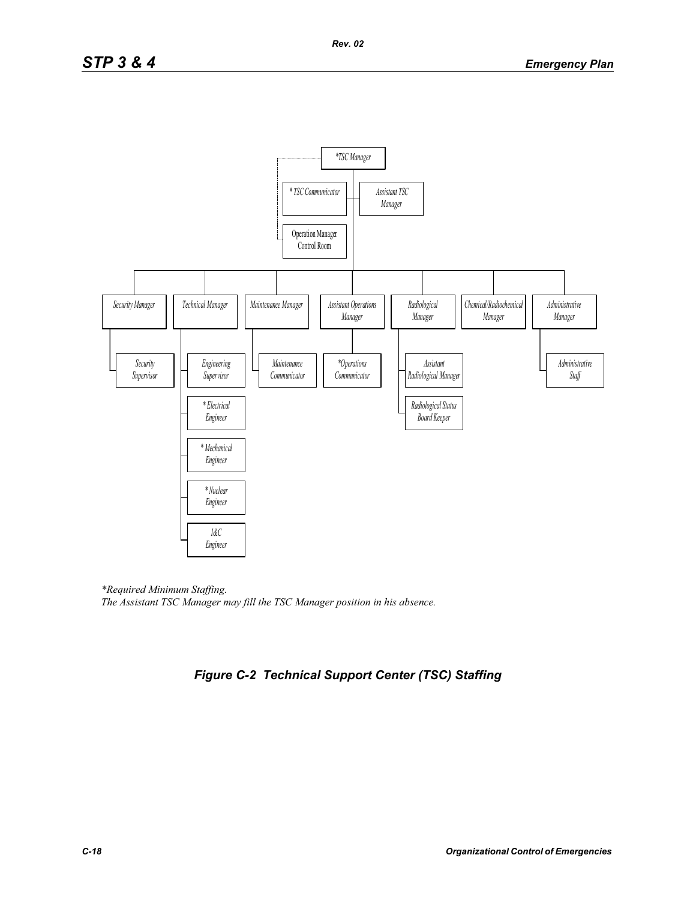*TSC Manager

* TSC Communicator

Assistant TSC Manager

Operation Manager Control Room

Security Manager

Technical Manager

Maintenance Manager

Assistant Operations Manager

Radiological Manager

Chemical/Radiochemical Manager

Administrative Manager

Security Supervisor

Engineering Supervisor

* Electrical Engineer

* Mechanical Engineer

* Nuclear Engineer

I&C Engineer

Maintenance Communicator

*Operations Communicator

Assistant Radiological Manager

Radiological Status Board Keeper

Administrative Staff

*\*Required Minimum Staffing.*
*The Assistant TSC Manager may fill the TSC Manager position in his absence.*

*Figure C-2 Technical Support Center (TSC) Staffing*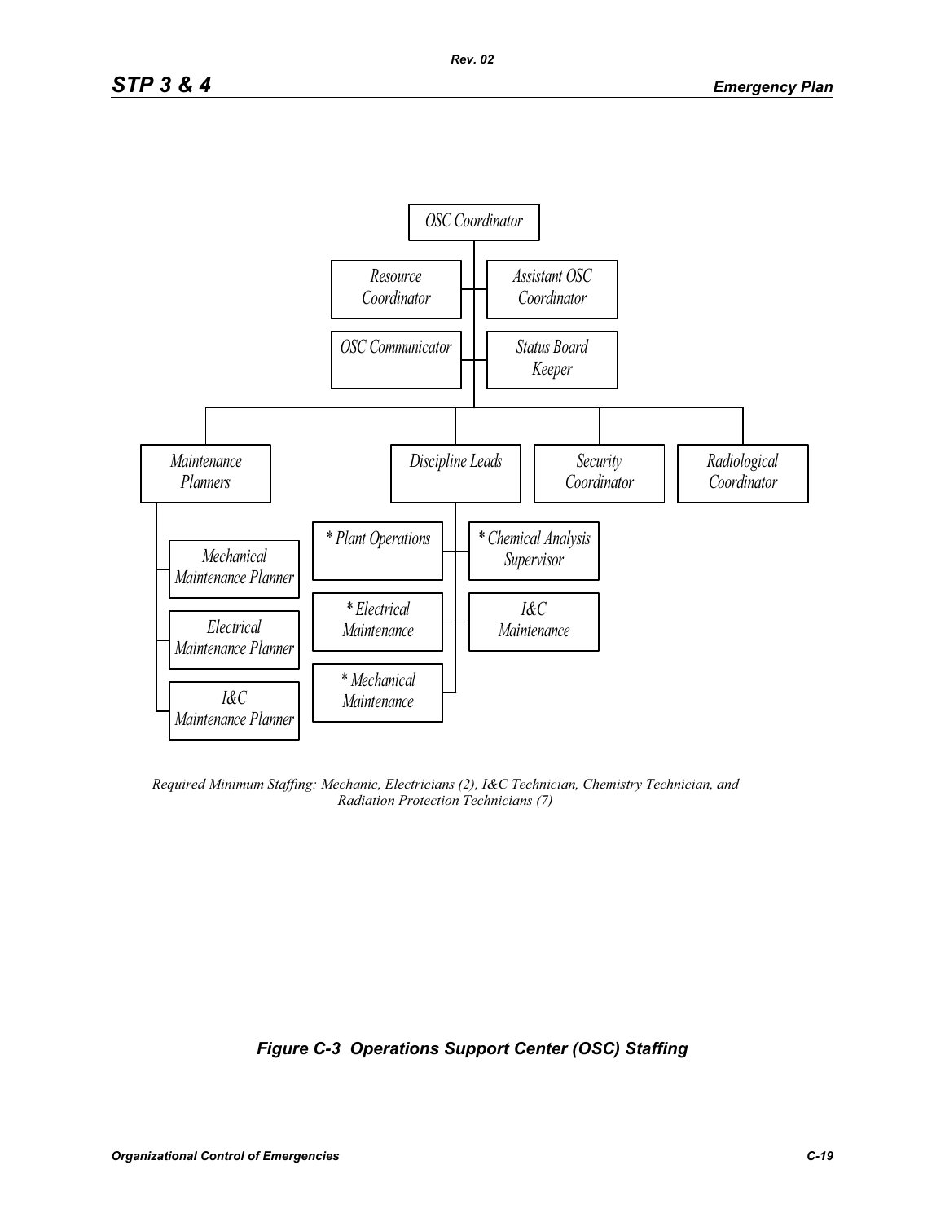OSC Coordinator

- Resource Coordinator
- Assistant OSC Coordinator
- OSC Communicator
- Status Board Keeper

Maintenance Planners
- Mechanical Maintenance Planner
- Electrical Maintenance Planner
- I&C Maintenance Planner

Discipline Leads
- * Plant Operations
- * Chemical Analysis Supervisor
- * Electrical Maintenance
- I&C Maintenance
- * Mechanical Maintenance

Security Coordinator

Radiological Coordinator

*Required Minimum Staffing: Mechanic, Electricians (2), I&C Technician, Chemistry Technician, and Radiation Protection Technicians (7)*

***Figure C-3 Operations Support Center (OSC) Staffing***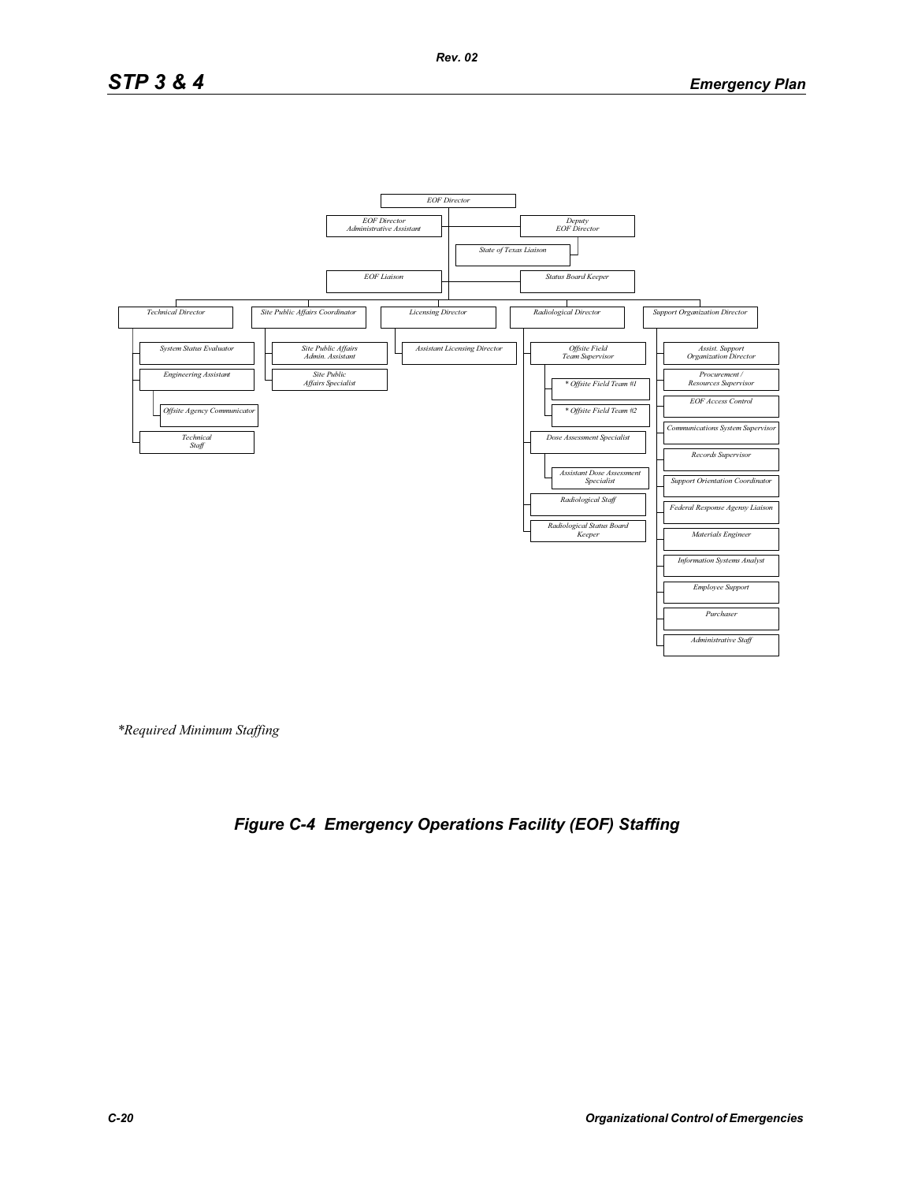EOF Director

- EOF Director Administrative Assistant
- Deputy EOF Director
  - State of Texas Liaison
- EOF Liaison
- Status Board Keeper

- Technical Director
  - System Status Evaluator
  - Engineering Assistant
    - Offsite Agency Communicator
  - Technical Staff
- Site Public Affairs Coordinator
  - Site Public Affairs Admin. Assistant
  - Site Public Affairs Specialist
- Licensing Director
  - Assistant Licensing Director
- Radiological Director
  - Offsite Field Team Supervisor
    - * Offsite Field Team #1
    - * Offsite Field Team #2
  - Dose Assessment Specialist
    - Assistant Dose Assessment Specialist
  - Radiological Staff
  - Radiological Status Board Keeper
- Support Organization Director
  - Assist. Support Organization Director
  - Procurement / Resources Supervisor
  - EOF Access Control
  - Communications System Supervisor
  - Records Supervisor
  - Support Orientation Coordinator
  - Federal Response Agensy Liaison
  - Materials Engineer
  - Information Systems Analyst
  - Employee Support
  - Purchaser
  - Administrative Staff

*Required Minimum Staffing

*Figure C-4 Emergency Operations Facility (EOF) Staffing*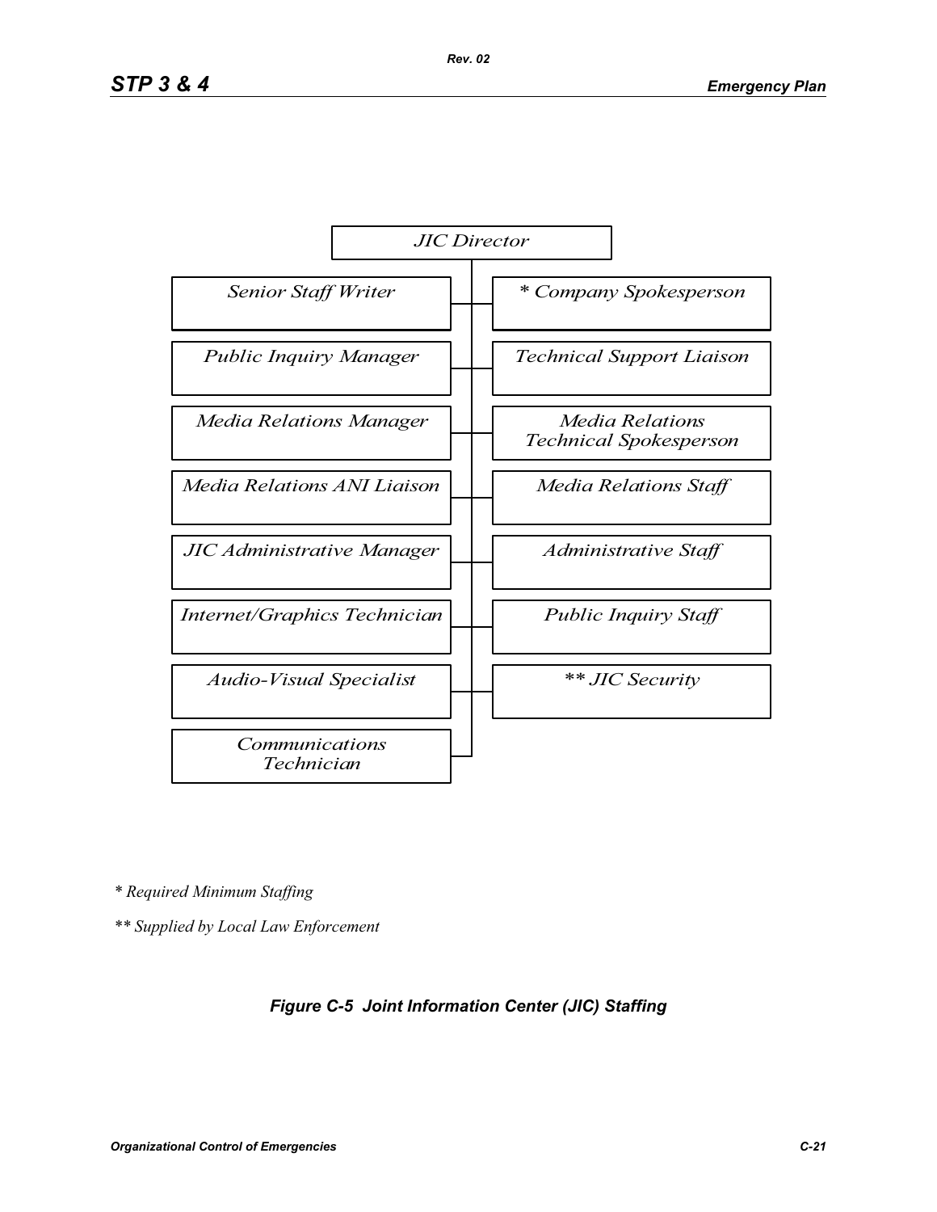- JIC Director
  - Senior Staff Writer
  - Public Inquiry Manager
  - Media Relations Manager
  - Media Relations ANI Liaison
  - JIC Administrative Manager
  - Internet/Graphics Technician
  - Audio-Visual Specialist
  - Communications Technician
  - * Company Spokesperson
  - Technical Support Liaison
  - Media Relations Technical Spokesperson
  - Media Relations Staff
  - Administrative Staff
  - Public Inquiry Staff
  - ** JIC Security

*\* Required Minimum Staffing*

*\*\* Supplied by Local Law Enforcement*

***Figure C-5 Joint Information Center (JIC) Staffing***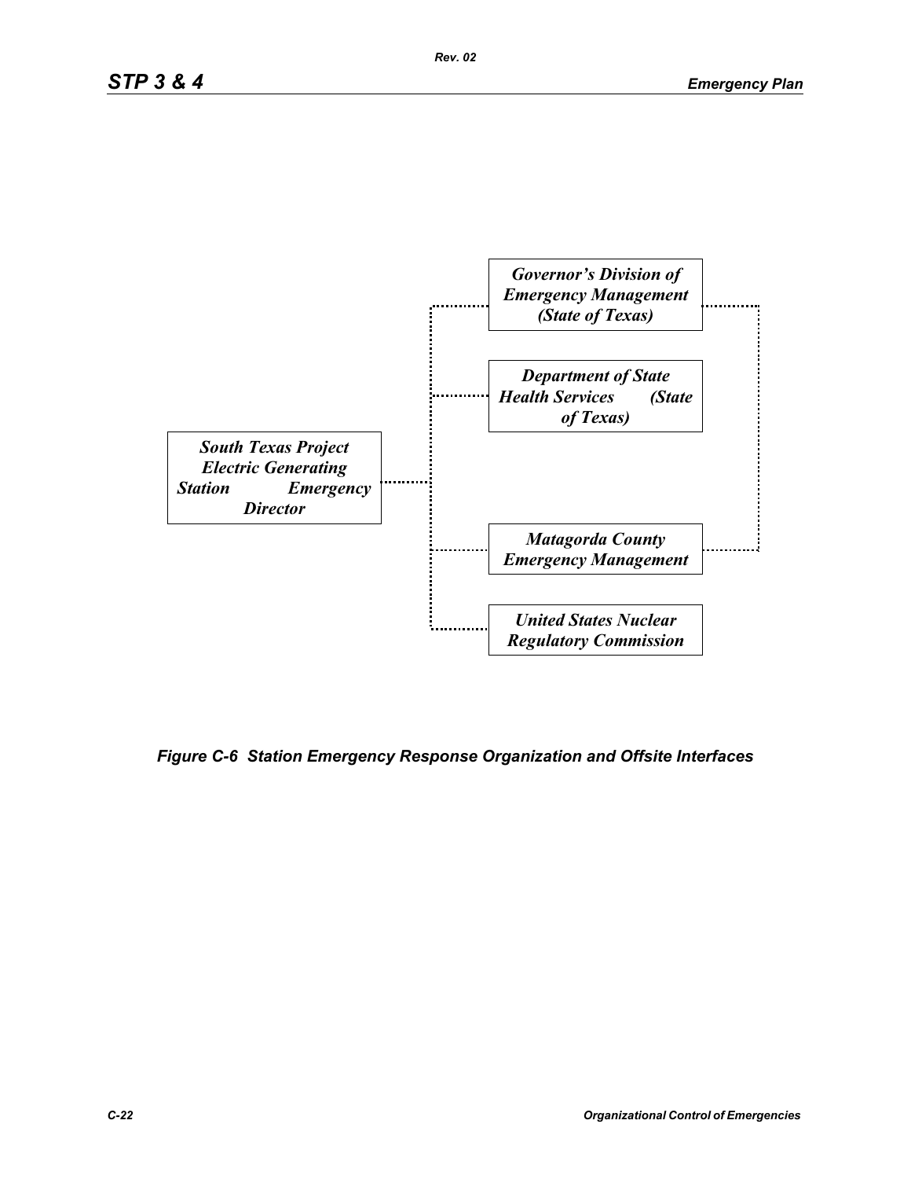South Texas Project Electric Generating Station Emergency Director

Governor's Division of Emergency Management (State of Texas)

Department of State Health Services (State of Texas)

Matagorda County Emergency Management

United States Nuclear Regulatory Commission

*Figure C-6 Station Emergency Response Organization and Offsite Interfaces*